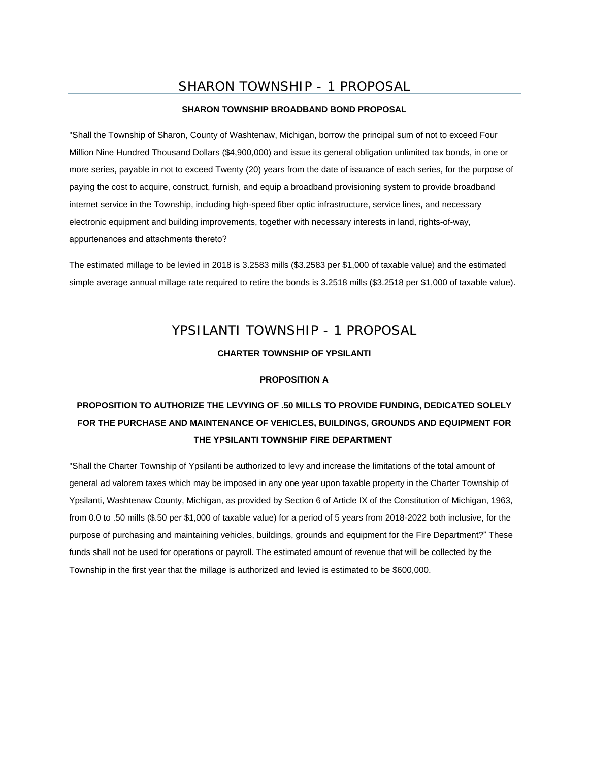# SHARON TOWNSHIP - 1 PROPOSAL

**SHARON TOWNSHIP BROADBAND BOND PROPOSAL**

"Shall the Township of Sharon, County of Washtenaw, Michigan, borrow the principal sum of not to exceed Four Million Nine Hundred Thousand Dollars ($4,900,000) and issue its general obligation unlimited tax bonds, in one or more series, payable in not to exceed Twenty (20) years from the date of issuance of each series, for the purpose of paying the cost to acquire, construct, furnish, and equip a broadband provisioning system to provide broadband internet service in the Township, including high-speed fiber optic infrastructure, service lines, and necessary electronic equipment and building improvements, together with necessary interests in land, rights-of-way, appurtenances and attachments thereto?

The estimated millage to be levied in 2018 is 3.2583 mills ($3.2583 per $1,000 of taxable value) and the estimated simple average annual millage rate required to retire the bonds is 3.2518 mills ($3.2518 per $1,000 of taxable value).

# YPSILANTI TOWNSHIP - 1 PROPOSAL

**CHARTER TOWNSHIP OF YPSILANTI**

**PROPOSITION A**

**PROPOSITION TO AUTHORIZE THE LEVYING OF .50 MILLS TO PROVIDE FUNDING, DEDICATED SOLELY FOR THE PURCHASE AND MAINTENANCE OF VEHICLES, BUILDINGS, GROUNDS AND EQUIPMENT FOR THE YPSILANTI TOWNSHIP FIRE DEPARTMENT**

"Shall the Charter Township of Ypsilanti be authorized to levy and increase the limitations of the total amount of general ad valorem taxes which may be imposed in any one year upon taxable property in the Charter Township of Ypsilanti, Washtenaw County, Michigan, as provided by Section 6 of Article IX of the Constitution of Michigan, 1963, from 0.0 to .50 mills ($.50 per $1,000 of taxable value) for a period of 5 years from 2018-2022 both inclusive, for the purpose of purchasing and maintaining vehicles, buildings, grounds and equipment for the Fire Department?" These funds shall not be used for operations or payroll. The estimated amount of revenue that will be collected by the Township in the first year that the millage is authorized and levied is estimated to be $600,000.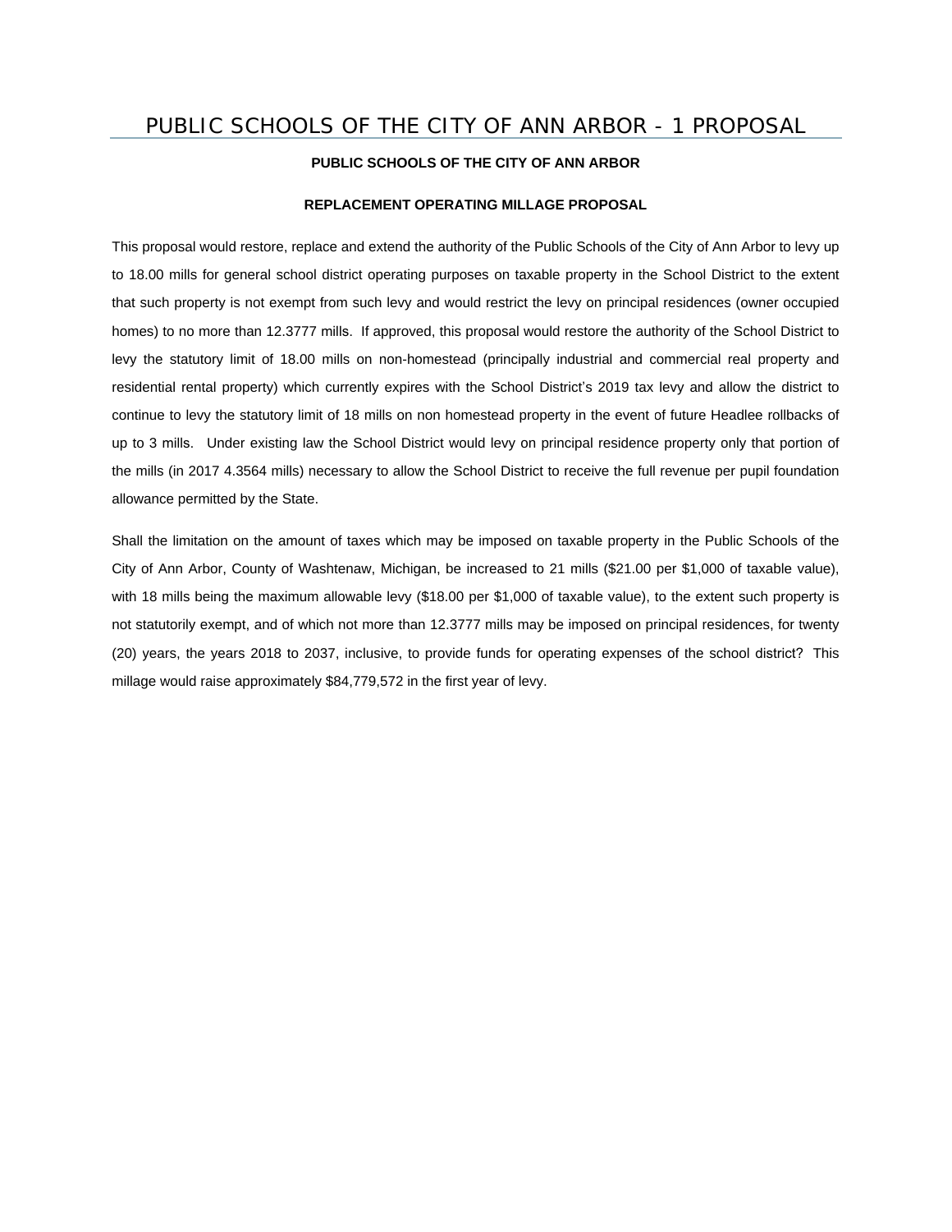# PUBLIC SCHOOLS OF THE CITY OF ANN ARBOR - 1 PROPOSAL

**PUBLIC SCHOOLS OF THE CITY OF ANN ARBOR**

**REPLACEMENT OPERATING MILLAGE PROPOSAL**

This proposal would restore, replace and extend the authority of the Public Schools of the City of Ann Arbor to levy up to 18.00 mills for general school district operating purposes on taxable property in the School District to the extent that such property is not exempt from such levy and would restrict the levy on principal residences (owner occupied homes) to no more than 12.3777 mills. If approved, this proposal would restore the authority of the School District to levy the statutory limit of 18.00 mills on non-homestead (principally industrial and commercial real property and residential rental property) which currently expires with the School District's 2019 tax levy and allow the district to continue to levy the statutory limit of 18 mills on non homestead property in the event of future Headlee rollbacks of up to 3 mills. Under existing law the School District would levy on principal residence property only that portion of the mills (in 2017 4.3564 mills) necessary to allow the School District to receive the full revenue per pupil foundation allowance permitted by the State.

Shall the limitation on the amount of taxes which may be imposed on taxable property in the Public Schools of the City of Ann Arbor, County of Washtenaw, Michigan, be increased to 21 mills ($21.00 per $1,000 of taxable value), with 18 mills being the maximum allowable levy ($18.00 per $1,000 of taxable value), to the extent such property is not statutorily exempt, and of which not more than 12.3777 mills may be imposed on principal residences, for twenty (20) years, the years 2018 to 2037, inclusive, to provide funds for operating expenses of the school district? This millage would raise approximately $84,779,572 in the first year of levy.